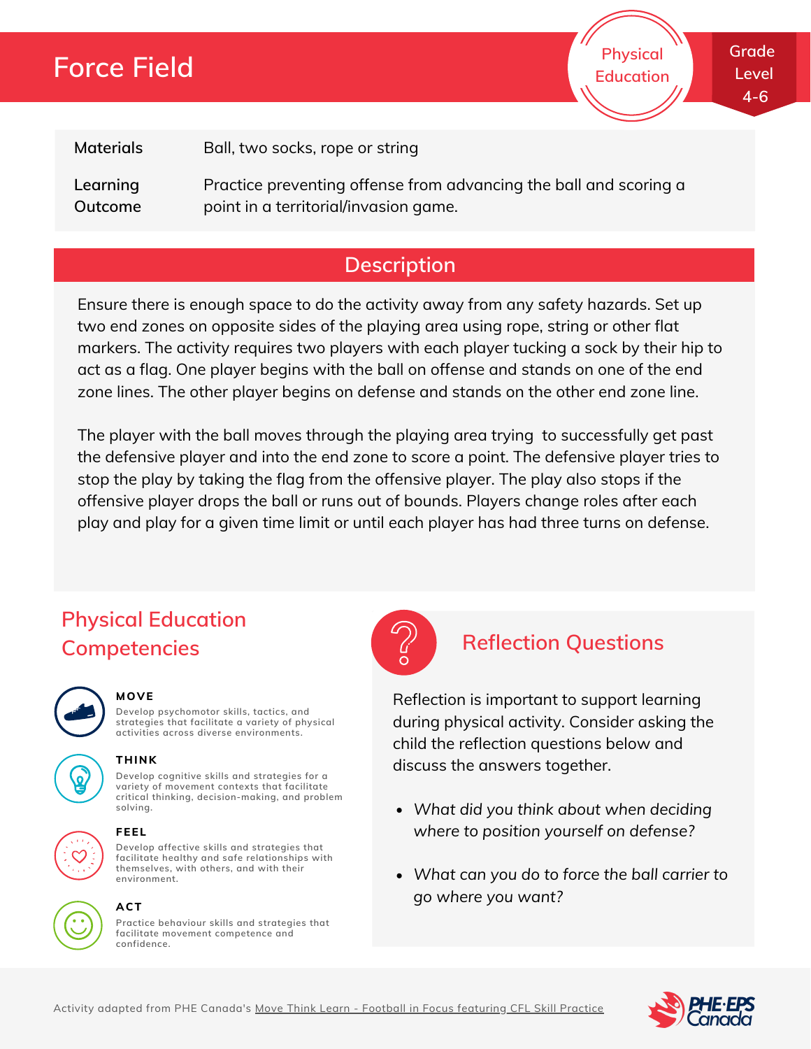# Force Field

Physical Education

Grade Level 4-6

| Materials | Ball, two socks, rope or string |
|---|---|
| Learning Outcome | Practice preventing offense from advancing the ball and scoring a point in a territorial/invasion game. |

## Description

Ensure there is enough space to do the activity away from any safety hazards. Set up two end zones on opposite sides of the playing area using rope, string or other flat markers. The activity requires two players with each player tucking a sock by their hip to act as a flag. One player begins with the ball on offense and stands on one of the end zone lines. The other player begins on defense and stands on the other end zone line.

The player with the ball moves through the playing area trying to successfully get past the defensive player and into the end zone to score a point. The defensive player tries to stop the play by taking the flag from the offensive player. The play also stops if the offensive player drops the ball or runs out of bounds. Players change roles after each play and play for a given time limit or until each player has had three turns on defense.

## Physical Education Competencies

**MOVE**
Develop psychomotor skills, tactics, and strategies that facilitate a variety of physical activities across diverse environments.

**THINK**
Develop cognitive skills and strategies for a variety of movement contexts that facilitate critical thinking, decision-making, and problem solving.

**FEEL**
Develop affective skills and strategies that facilitate healthy and safe relationships with themselves, with others, and with their environment.

**ACT**
Practice behaviour skills and strategies that facilitate movement competence and confidence.

## Reflection Questions

Reflection is important to support learning during physical activity. Consider asking the child the reflection questions below and discuss the answers together.

- *What did you think about when deciding where to position yourself on defense?*
- *What can you do to force the ball carrier to go where you want?*

Activity adapted from PHE Canada's Move Think Learn - Football in Focus featuring CFL Skill Practice

PHE·EPS Canada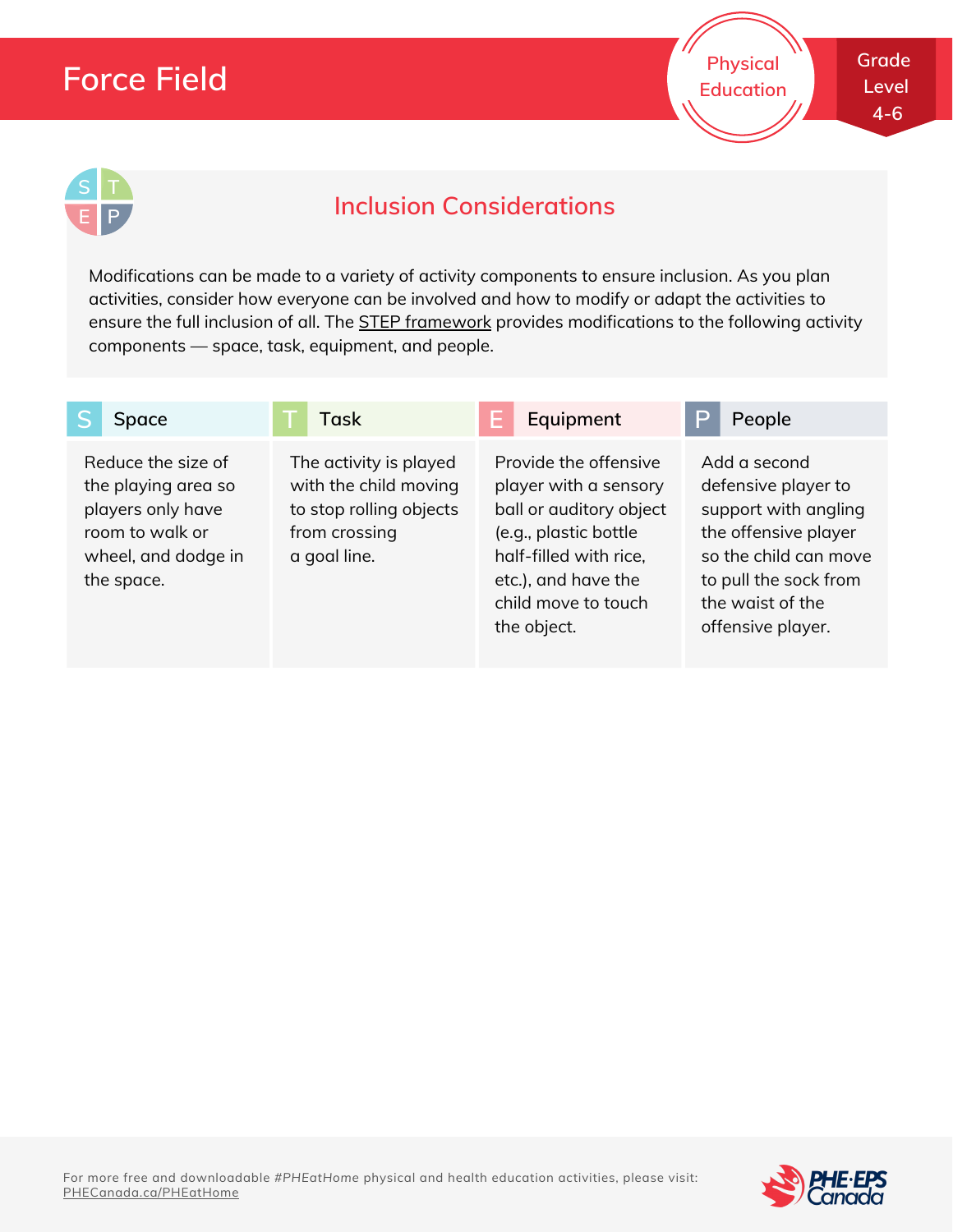# Force Field

Physical Education

Grade Level 4-6

## Inclusion Considerations

Modifications can be made to a variety of activity components to ensure inclusion. As you plan activities, consider how everyone can be involved and how to modify or adapt the activities to ensure the full inclusion of all. The STEP framework provides modifications to the following activity components — space, task, equipment, and people.

| S Space | T Task | E Equipment | P People |
|---|---|---|---|
| Reduce the size of the playing area so players only have room to walk or wheel, and dodge in the space. | The activity is played with the child moving to stop rolling objects from crossing a goal line. | Provide the offensive player with a sensory ball or auditory object (e.g., plastic bottle half-filled with rice, etc.), and have the child move to touch the object. | Add a second defensive player to support with angling the offensive player so the child can move to pull the sock from the waist of the offensive player. |

For more free and downloadable #PHEatHome physical and health education activities, please visit: PHECanada.ca/PHEatHome